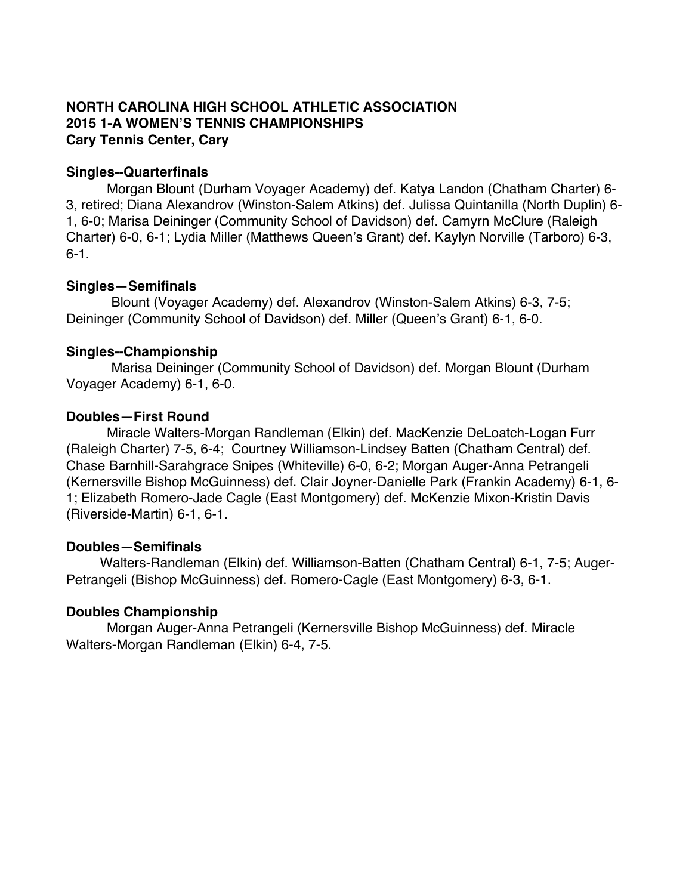**NORTH CAROLINA HIGH SCHOOL ATHLETIC ASSOCIATION**
**2015 1-A WOMEN'S TENNIS CHAMPIONSHIPS**
**Cary Tennis Center, Cary**

**Singles--Quarterfinals**

Morgan Blount (Durham Voyager Academy) def. Katya Landon (Chatham Charter) 6-3, retired; Diana Alexandrov (Winston-Salem Atkins) def. Julissa Quintanilla (North Duplin) 6-1, 6-0; Marisa Deininger (Community School of Davidson) def. Camyrn McClure (Raleigh Charter) 6-0, 6-1; Lydia Miller (Matthews Queen's Grant) def. Kaylyn Norville (Tarboro) 6-3, 6-1.

**Singles—Semifinals**

Blount (Voyager Academy) def. Alexandrov (Winston-Salem Atkins) 6-3, 7-5; Deininger (Community School of Davidson) def. Miller (Queen's Grant) 6-1, 6-0.

**Singles--Championship**

Marisa Deininger (Community School of Davidson) def. Morgan Blount (Durham Voyager Academy) 6-1, 6-0.

**Doubles—First Round**

Miracle Walters-Morgan Randleman (Elkin) def. MacKenzie DeLoatch-Logan Furr (Raleigh Charter) 7-5, 6-4; Courtney Williamson-Lindsey Batten (Chatham Central) def. Chase Barnhill-Sarahgrace Snipes (Whiteville) 6-0, 6-2; Morgan Auger-Anna Petrangeli (Kernersville Bishop McGuinness) def. Clair Joyner-Danielle Park (Frankin Academy) 6-1, 6-1; Elizabeth Romero-Jade Cagle (East Montgomery) def. McKenzie Mixon-Kristin Davis (Riverside-Martin) 6-1, 6-1.

**Doubles—Semifinals**

Walters-Randleman (Elkin) def. Williamson-Batten (Chatham Central) 6-1, 7-5; Auger-Petrangeli (Bishop McGuinness) def. Romero-Cagle (East Montgomery) 6-3, 6-1.

**Doubles Championship**

Morgan Auger-Anna Petrangeli (Kernersville Bishop McGuinness) def. Miracle Walters-Morgan Randleman (Elkin) 6-4, 7-5.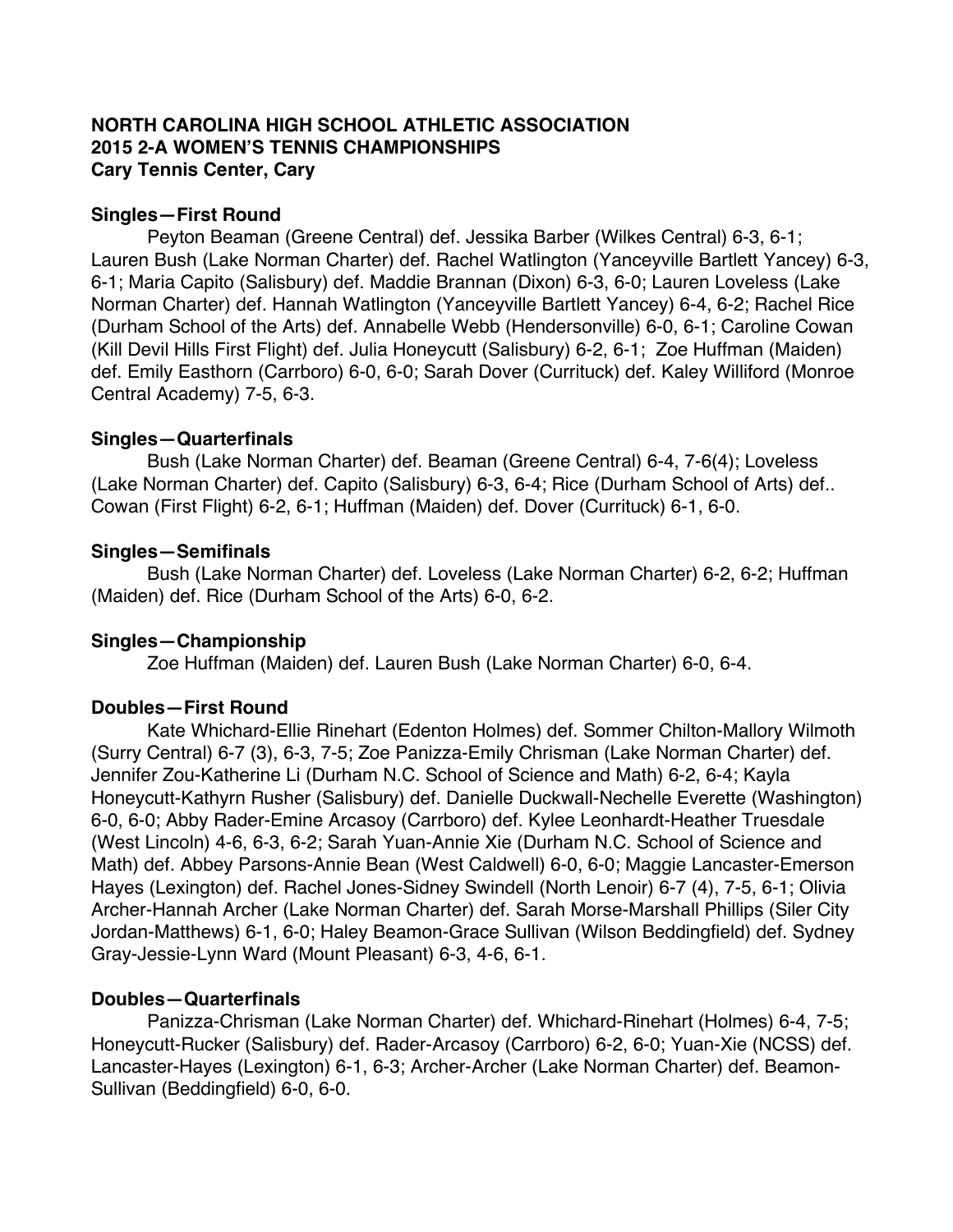**NORTH CAROLINA HIGH SCHOOL ATHLETIC ASSOCIATION**
**2015 2-A WOMEN'S TENNIS CHAMPIONSHIPS**
**Cary Tennis Center, Cary**

**Singles—First Round**

Peyton Beaman (Greene Central) def. Jessika Barber (Wilkes Central) 6-3, 6-1; Lauren Bush (Lake Norman Charter) def. Rachel Watlington (Yanceyville Bartlett Yancey) 6-3, 6-1; Maria Capito (Salisbury) def. Maddie Brannan (Dixon) 6-3, 6-0; Lauren Loveless (Lake Norman Charter) def. Hannah Watlington (Yanceyville Bartlett Yancey) 6-4, 6-2; Rachel Rice (Durham School of the Arts) def. Annabelle Webb (Hendersonville) 6-0, 6-1; Caroline Cowan (Kill Devil Hills First Flight) def. Julia Honeycutt (Salisbury) 6-2, 6-1; Zoe Huffman (Maiden) def. Emily Easthorn (Carrboro) 6-0, 6-0; Sarah Dover (Currituck) def. Kaley Williford (Monroe Central Academy) 7-5, 6-3.

**Singles—Quarterfinals**

Bush (Lake Norman Charter) def. Beaman (Greene Central) 6-4, 7-6(4); Loveless (Lake Norman Charter) def. Capito (Salisbury) 6-3, 6-4; Rice (Durham School of Arts) def.. Cowan (First Flight) 6-2, 6-1; Huffman (Maiden) def. Dover (Currituck) 6-1, 6-0.

**Singles—Semifinals**

Bush (Lake Norman Charter) def. Loveless (Lake Norman Charter) 6-2, 6-2; Huffman (Maiden) def. Rice (Durham School of the Arts) 6-0, 6-2.

**Singles—Championship**

Zoe Huffman (Maiden) def. Lauren Bush (Lake Norman Charter) 6-0, 6-4.

**Doubles—First Round**

Kate Whichard-Ellie Rinehart (Edenton Holmes) def. Sommer Chilton-Mallory Wilmoth (Surry Central) 6-7 (3), 6-3, 7-5; Zoe Panizza-Emily Chrisman (Lake Norman Charter) def. Jennifer Zou-Katherine Li (Durham N.C. School of Science and Math) 6-2, 6-4; Kayla Honeycutt-Kathyrn Rusher (Salisbury) def. Danielle Duckwall-Nechelle Everette (Washington) 6-0, 6-0; Abby Rader-Emine Arcasoy (Carrboro) def. Kylee Leonhardt-Heather Truesdale (West Lincoln) 4-6, 6-3, 6-2; Sarah Yuan-Annie Xie (Durham N.C. School of Science and Math) def. Abbey Parsons-Annie Bean (West Caldwell) 6-0, 6-0; Maggie Lancaster-Emerson Hayes (Lexington) def. Rachel Jones-Sidney Swindell (North Lenoir) 6-7 (4), 7-5, 6-1; Olivia Archer-Hannah Archer (Lake Norman Charter) def. Sarah Morse-Marshall Phillips (Siler City Jordan-Matthews) 6-1, 6-0; Haley Beamon-Grace Sullivan (Wilson Beddingfield) def. Sydney Gray-Jessie-Lynn Ward (Mount Pleasant) 6-3, 4-6, 6-1.

**Doubles—Quarterfinals**

Panizza-Chrisman (Lake Norman Charter) def. Whichard-Rinehart (Holmes) 6-4, 7-5; Honeycutt-Rucker (Salisbury) def. Rader-Arcasoy (Carrboro) 6-2, 6-0; Yuan-Xie (NCSS) def. Lancaster-Hayes (Lexington) 6-1, 6-3; Archer-Archer (Lake Norman Charter) def. Beamon-Sullivan (Beddingfield) 6-0, 6-0.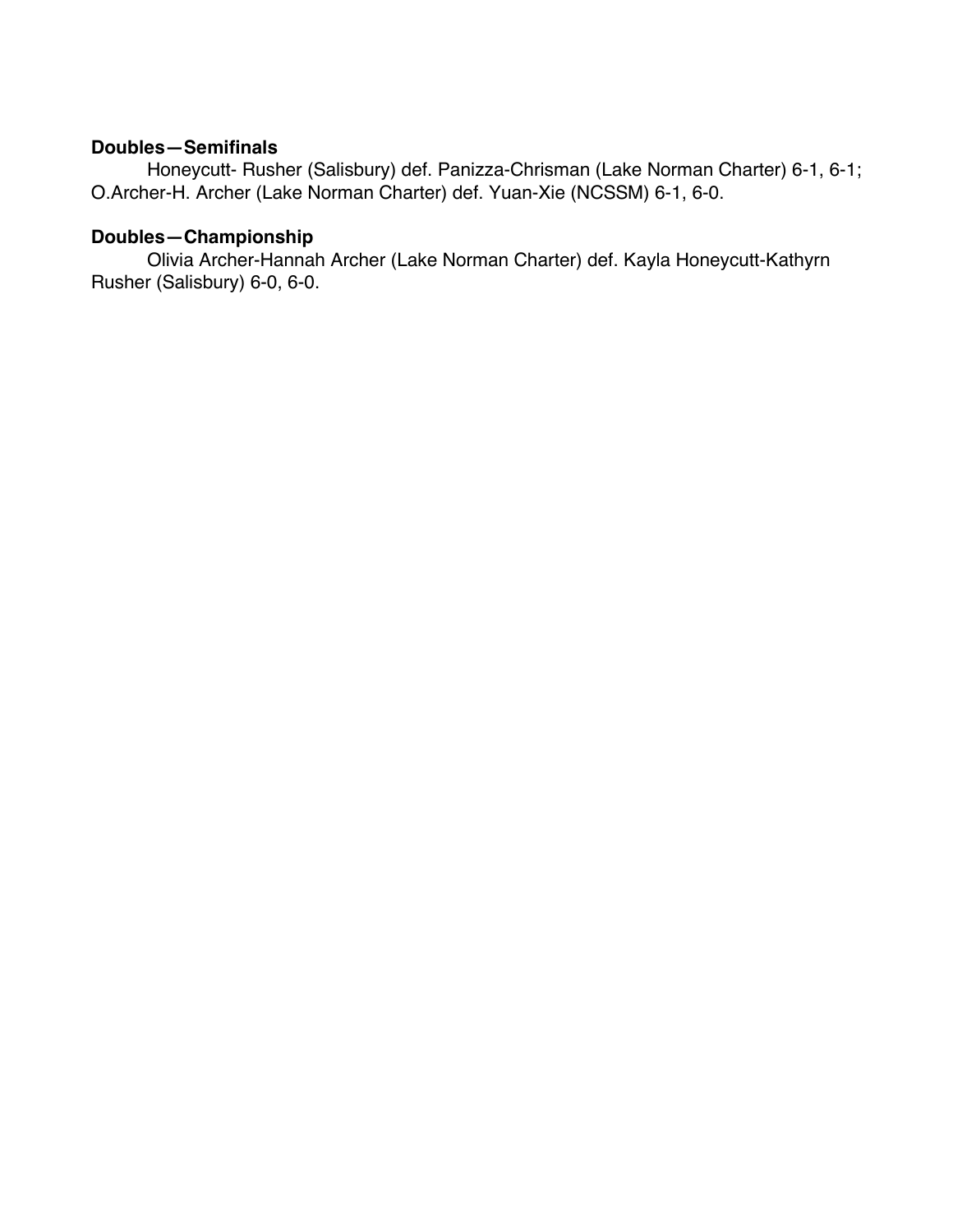**Doubles—Semifinals**

Honeycutt- Rusher (Salisbury) def. Panizza-Chrisman (Lake Norman Charter) 6-1, 6-1; O.Archer-H. Archer (Lake Norman Charter) def. Yuan-Xie (NCSSM) 6-1, 6-0.

**Doubles—Championship**

Olivia Archer-Hannah Archer (Lake Norman Charter) def. Kayla Honeycutt-Kathyrn Rusher (Salisbury) 6-0, 6-0.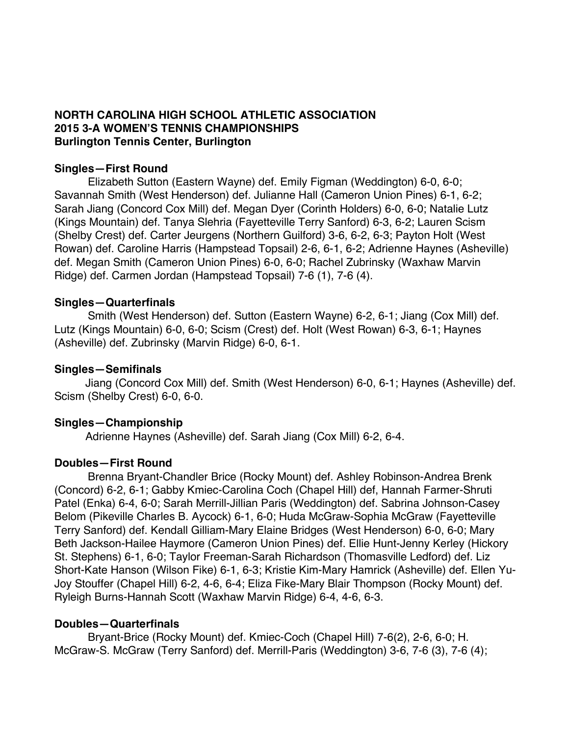**NORTH CAROLINA HIGH SCHOOL ATHLETIC ASSOCIATION**
**2015 3-A WOMEN'S TENNIS CHAMPIONSHIPS**
**Burlington Tennis Center, Burlington**

**Singles—First Round**

Elizabeth Sutton (Eastern Wayne) def. Emily Figman (Weddington) 6-0, 6-0; Savannah Smith (West Henderson) def. Julianne Hall (Cameron Union Pines) 6-1, 6-2; Sarah Jiang (Concord Cox Mill) def. Megan Dyer (Corinth Holders) 6-0, 6-0; Natalie Lutz (Kings Mountain) def. Tanya Slehria (Fayetteville Terry Sanford) 6-3, 6-2; Lauren Scism (Shelby Crest) def. Carter Jeurgens (Northern Guilford) 3-6, 6-2, 6-3; Payton Holt (West Rowan) def. Caroline Harris (Hampstead Topsail) 2-6, 6-1, 6-2; Adrienne Haynes (Asheville) def. Megan Smith (Cameron Union Pines) 6-0, 6-0; Rachel Zubrinsky (Waxhaw Marvin Ridge) def. Carmen Jordan (Hampstead Topsail) 7-6 (1), 7-6 (4).

**Singles—Quarterfinals**

Smith (West Henderson) def. Sutton (Eastern Wayne) 6-2, 6-1; Jiang (Cox Mill) def. Lutz (Kings Mountain) 6-0, 6-0; Scism (Crest) def. Holt (West Rowan) 6-3, 6-1; Haynes (Asheville) def. Zubrinsky (Marvin Ridge) 6-0, 6-1.

**Singles—Semifinals**

Jiang (Concord Cox Mill) def. Smith (West Henderson) 6-0, 6-1; Haynes (Asheville) def. Scism (Shelby Crest) 6-0, 6-0.

**Singles—Championship**

Adrienne Haynes (Asheville) def. Sarah Jiang (Cox Mill) 6-2, 6-4.

**Doubles—First Round**

Brenna Bryant-Chandler Brice (Rocky Mount) def. Ashley Robinson-Andrea Brenk (Concord) 6-2, 6-1; Gabby Kmiec-Carolina Coch (Chapel Hill) def, Hannah Farmer-Shruti Patel (Enka) 6-4, 6-0; Sarah Merrill-Jillian Paris (Weddington) def. Sabrina Johnson-Casey Belom (Pikeville Charles B. Aycock) 6-1, 6-0; Huda McGraw-Sophia McGraw (Fayetteville Terry Sanford) def. Kendall Gilliam-Mary Elaine Bridges (West Henderson) 6-0, 6-0; Mary Beth Jackson-Hailee Haymore (Cameron Union Pines) def. Ellie Hunt-Jenny Kerley (Hickory St. Stephens) 6-1, 6-0; Taylor Freeman-Sarah Richardson (Thomasville Ledford) def. Liz Short-Kate Hanson (Wilson Fike) 6-1, 6-3; Kristie Kim-Mary Hamrick (Asheville) def. Ellen Yu-Joy Stouffer (Chapel Hill) 6-2, 4-6, 6-4; Eliza Fike-Mary Blair Thompson (Rocky Mount) def. Ryleigh Burns-Hannah Scott (Waxhaw Marvin Ridge) 6-4, 4-6, 6-3.

**Doubles—Quarterfinals**

Bryant-Brice (Rocky Mount) def. Kmiec-Coch (Chapel Hill) 7-6(2), 2-6, 6-0; H. McGraw-S. McGraw (Terry Sanford) def. Merrill-Paris (Weddington) 3-6, 7-6 (3), 7-6 (4);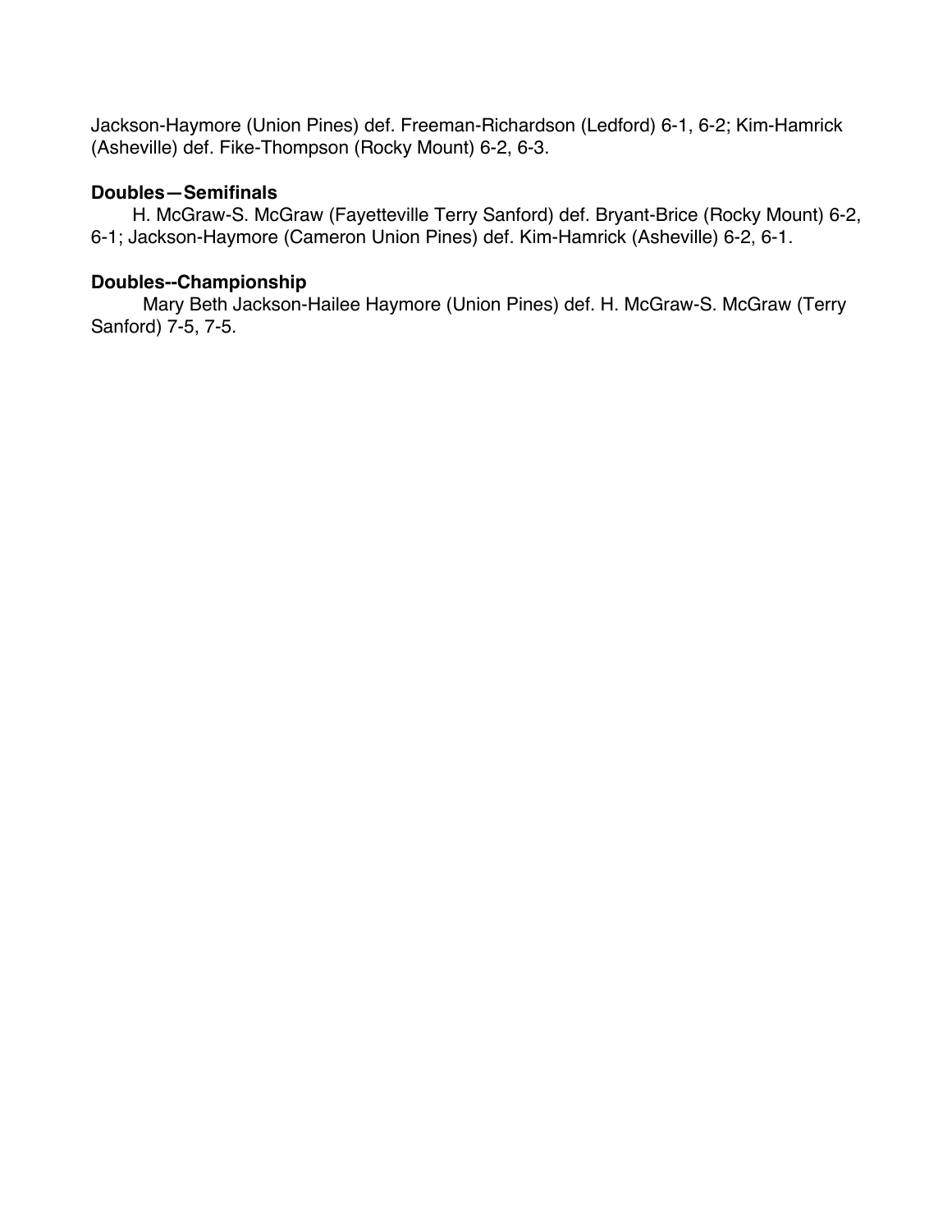Jackson-Haymore (Union Pines) def. Freeman-Richardson (Ledford) 6-1, 6-2; Kim-Hamrick (Asheville) def. Fike-Thompson (Rocky Mount) 6-2, 6-3.

**Doubles—Semifinals**

H. McGraw-S. McGraw (Fayetteville Terry Sanford) def. Bryant-Brice (Rocky Mount) 6-2, 6-1; Jackson-Haymore (Cameron Union Pines) def. Kim-Hamrick (Asheville) 6-2, 6-1.

**Doubles--Championship**

Mary Beth Jackson-Hailee Haymore (Union Pines) def. H. McGraw-S. McGraw (Terry Sanford) 7-5, 7-5.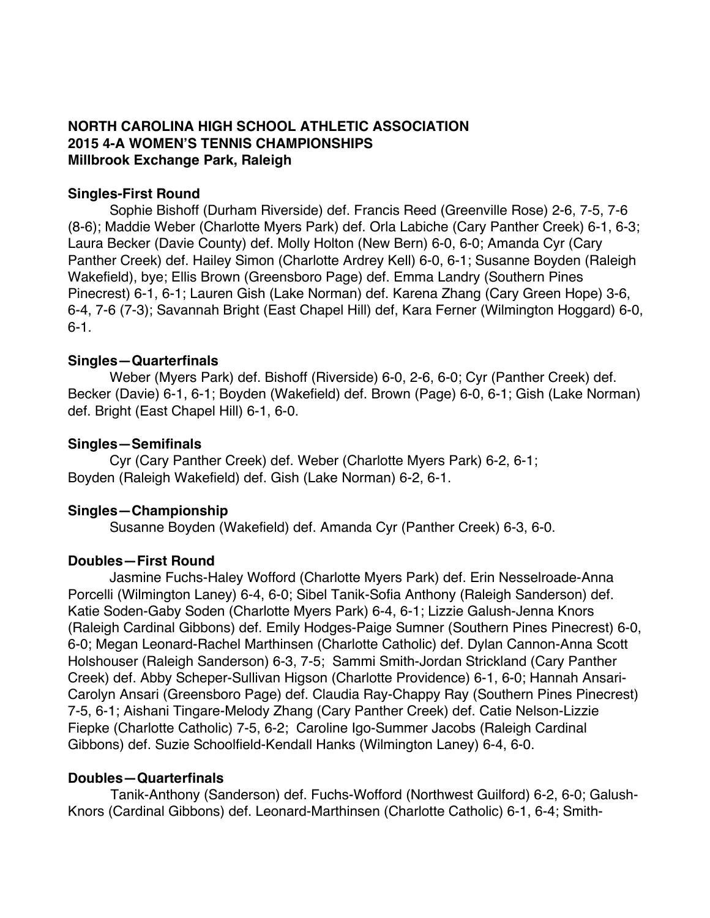**NORTH CAROLINA HIGH SCHOOL ATHLETIC ASSOCIATION**
**2015 4-A WOMEN'S TENNIS CHAMPIONSHIPS**
**Millbrook Exchange Park, Raleigh**

**Singles-First Round**

Sophie Bishoff (Durham Riverside) def. Francis Reed (Greenville Rose) 2-6, 7-5, 7-6 (8-6); Maddie Weber (Charlotte Myers Park) def. Orla Labiche (Cary Panther Creek) 6-1, 6-3; Laura Becker (Davie County) def. Molly Holton (New Bern) 6-0, 6-0; Amanda Cyr (Cary Panther Creek) def. Hailey Simon (Charlotte Ardrey Kell) 6-0, 6-1; Susanne Boyden (Raleigh Wakefield), bye; Ellis Brown (Greensboro Page) def. Emma Landry (Southern Pines Pinecrest) 6-1, 6-1; Lauren Gish (Lake Norman) def. Karena Zhang (Cary Green Hope) 3-6, 6-4, 7-6 (7-3); Savannah Bright (East Chapel Hill) def, Kara Ferner (Wilmington Hoggard) 6-0, 6-1.

**Singles—Quarterfinals**

Weber (Myers Park) def. Bishoff (Riverside) 6-0, 2-6, 6-0; Cyr (Panther Creek) def. Becker (Davie) 6-1, 6-1; Boyden (Wakefield) def. Brown (Page) 6-0, 6-1; Gish (Lake Norman) def. Bright (East Chapel Hill) 6-1, 6-0.

**Singles—Semifinals**

Cyr (Cary Panther Creek) def. Weber (Charlotte Myers Park) 6-2, 6-1;
Boyden (Raleigh Wakefield) def. Gish (Lake Norman) 6-2, 6-1.

**Singles—Championship**

Susanne Boyden (Wakefield) def. Amanda Cyr (Panther Creek) 6-3, 6-0.

**Doubles—First Round**

Jasmine Fuchs-Haley Wofford (Charlotte Myers Park) def. Erin Nesselroade-Anna Porcelli (Wilmington Laney) 6-4, 6-0; Sibel Tanik-Sofia Anthony (Raleigh Sanderson) def. Katie Soden-Gaby Soden (Charlotte Myers Park) 6-4, 6-1; Lizzie Galush-Jenna Knors (Raleigh Cardinal Gibbons) def. Emily Hodges-Paige Sumner (Southern Pines Pinecrest) 6-0, 6-0; Megan Leonard-Rachel Marthinsen (Charlotte Catholic) def. Dylan Cannon-Anna Scott Holshouser (Raleigh Sanderson) 6-3, 7-5; Sammi Smith-Jordan Strickland (Cary Panther Creek) def. Abby Scheper-Sullivan Higson (Charlotte Providence) 6-1, 6-0; Hannah Ansari-Carolyn Ansari (Greensboro Page) def. Claudia Ray-Chappy Ray (Southern Pines Pinecrest) 7-5, 6-1; Aishani Tingare-Melody Zhang (Cary Panther Creek) def. Catie Nelson-Lizzie Fiepke (Charlotte Catholic) 7-5, 6-2; Caroline Igo-Summer Jacobs (Raleigh Cardinal Gibbons) def. Suzie Schoolfield-Kendall Hanks (Wilmington Laney) 6-4, 6-0.

**Doubles—Quarterfinals**

Tanik-Anthony (Sanderson) def. Fuchs-Wofford (Northwest Guilford) 6-2, 6-0; Galush-Knors (Cardinal Gibbons) def. Leonard-Marthinsen (Charlotte Catholic) 6-1, 6-4; Smith-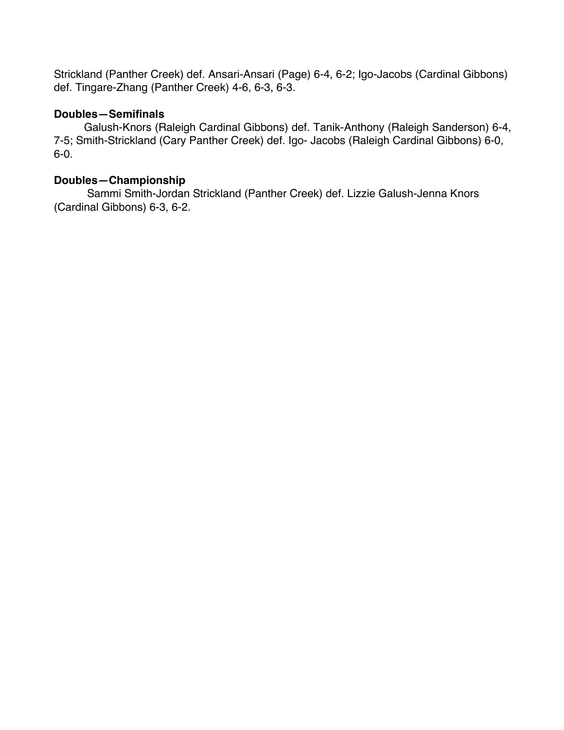Strickland (Panther Creek) def. Ansari-Ansari (Page) 6-4, 6-2; Igo-Jacobs (Cardinal Gibbons) def. Tingare-Zhang (Panther Creek) 4-6, 6-3, 6-3.

**Doubles—Semifinals**

Galush-Knors (Raleigh Cardinal Gibbons) def. Tanik-Anthony (Raleigh Sanderson) 6-4, 7-5; Smith-Strickland (Cary Panther Creek) def. Igo- Jacobs (Raleigh Cardinal Gibbons) 6-0, 6-0.

**Doubles—Championship**

Sammi Smith-Jordan Strickland (Panther Creek) def. Lizzie Galush-Jenna Knors (Cardinal Gibbons) 6-3, 6-2.